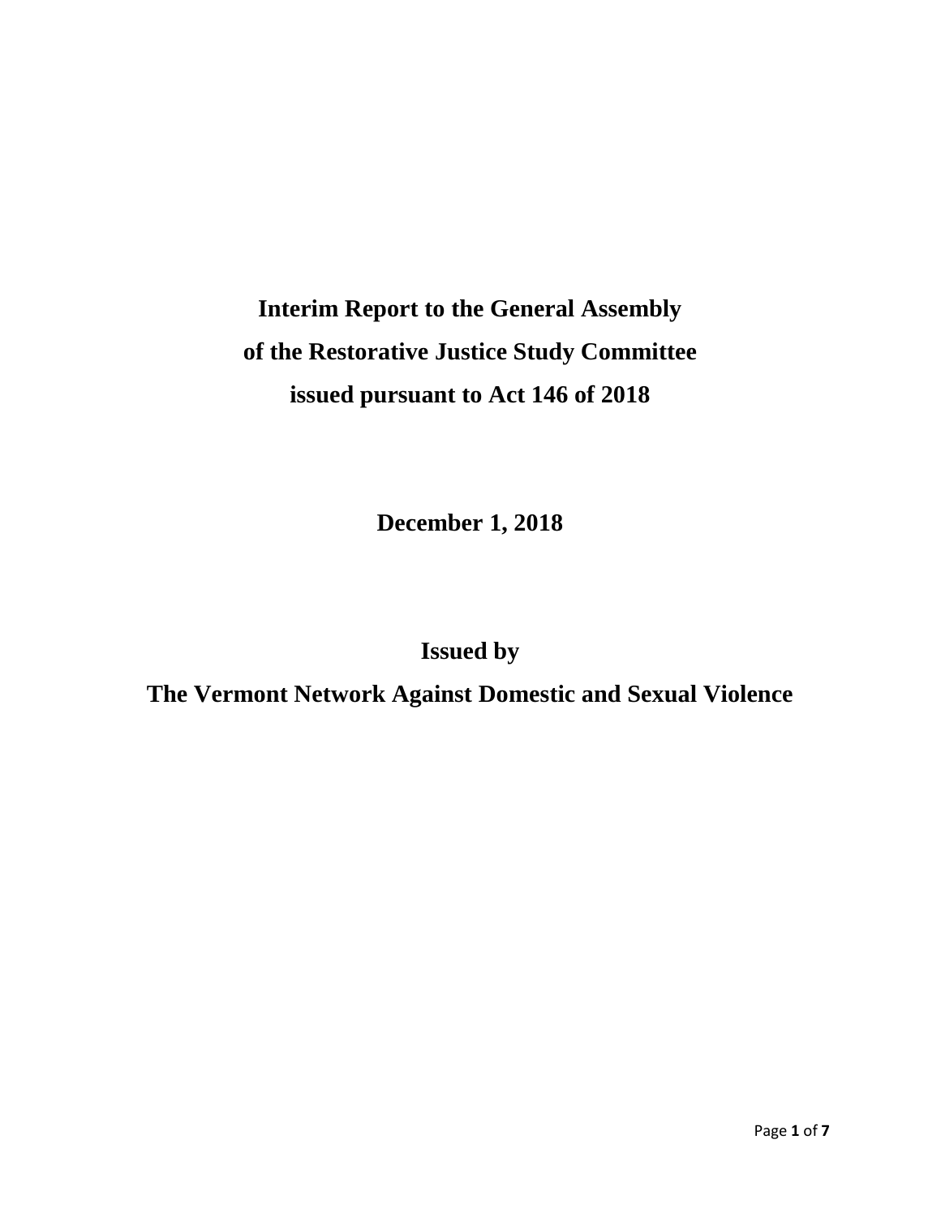# Interim Report to the General Assembly of the Restorative Justice Study Committee issued pursuant to Act 146 of 2018

**December 1, 2018**

**Issued by**

**The Vermont Network Against Domestic and Sexual Violence**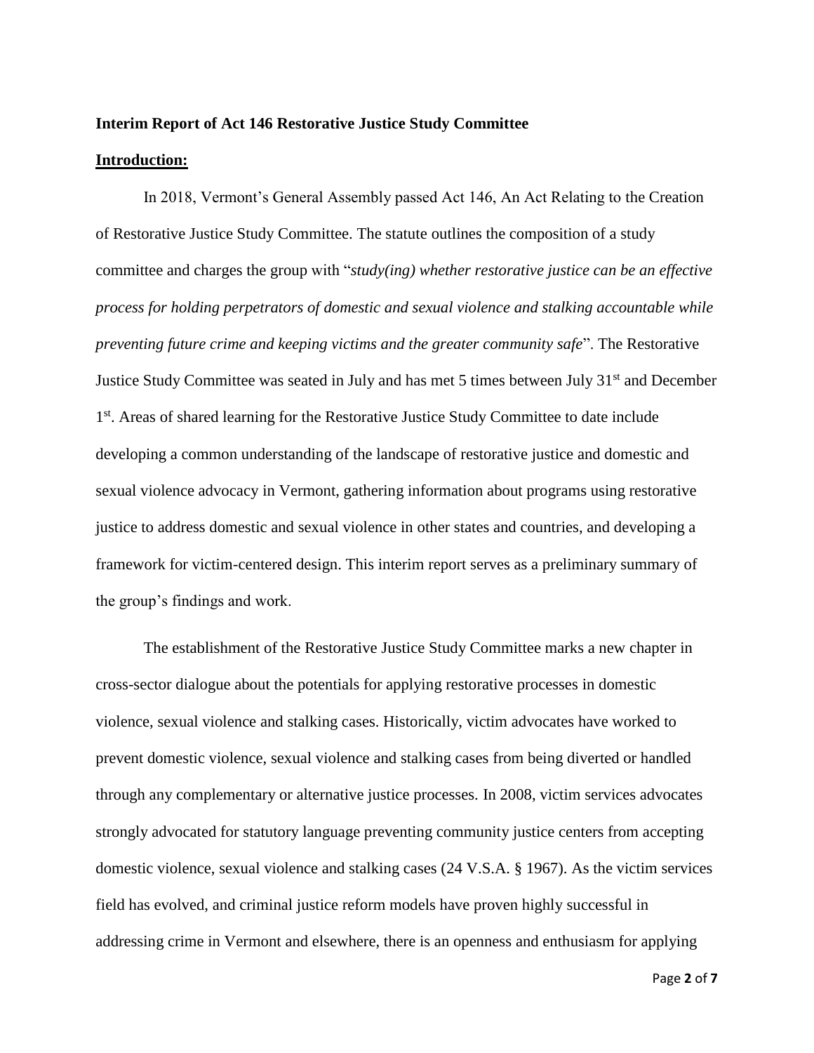**Interim Report of Act 146 Restorative Justice Study Committee**

**Introduction:**

In 2018, Vermont's General Assembly passed Act 146, An Act Relating to the Creation of Restorative Justice Study Committee. The statute outlines the composition of a study committee and charges the group with "*study(ing) whether restorative justice can be an effective process for holding perpetrators of domestic and sexual violence and stalking accountable while preventing future crime and keeping victims and the greater community safe*". The Restorative Justice Study Committee was seated in July and has met 5 times between July 31st and December 1st. Areas of shared learning for the Restorative Justice Study Committee to date include developing a common understanding of the landscape of restorative justice and domestic and sexual violence advocacy in Vermont, gathering information about programs using restorative justice to address domestic and sexual violence in other states and countries, and developing a framework for victim-centered design. This interim report serves as a preliminary summary of the group's findings and work.

The establishment of the Restorative Justice Study Committee marks a new chapter in cross-sector dialogue about the potentials for applying restorative processes in domestic violence, sexual violence and stalking cases. Historically, victim advocates have worked to prevent domestic violence, sexual violence and stalking cases from being diverted or handled through any complementary or alternative justice processes. In 2008, victim services advocates strongly advocated for statutory language preventing community justice centers from accepting domestic violence, sexual violence and stalking cases (24 V.S.A. § 1967). As the victim services field has evolved, and criminal justice reform models have proven highly successful in addressing crime in Vermont and elsewhere, there is an openness and enthusiasm for applying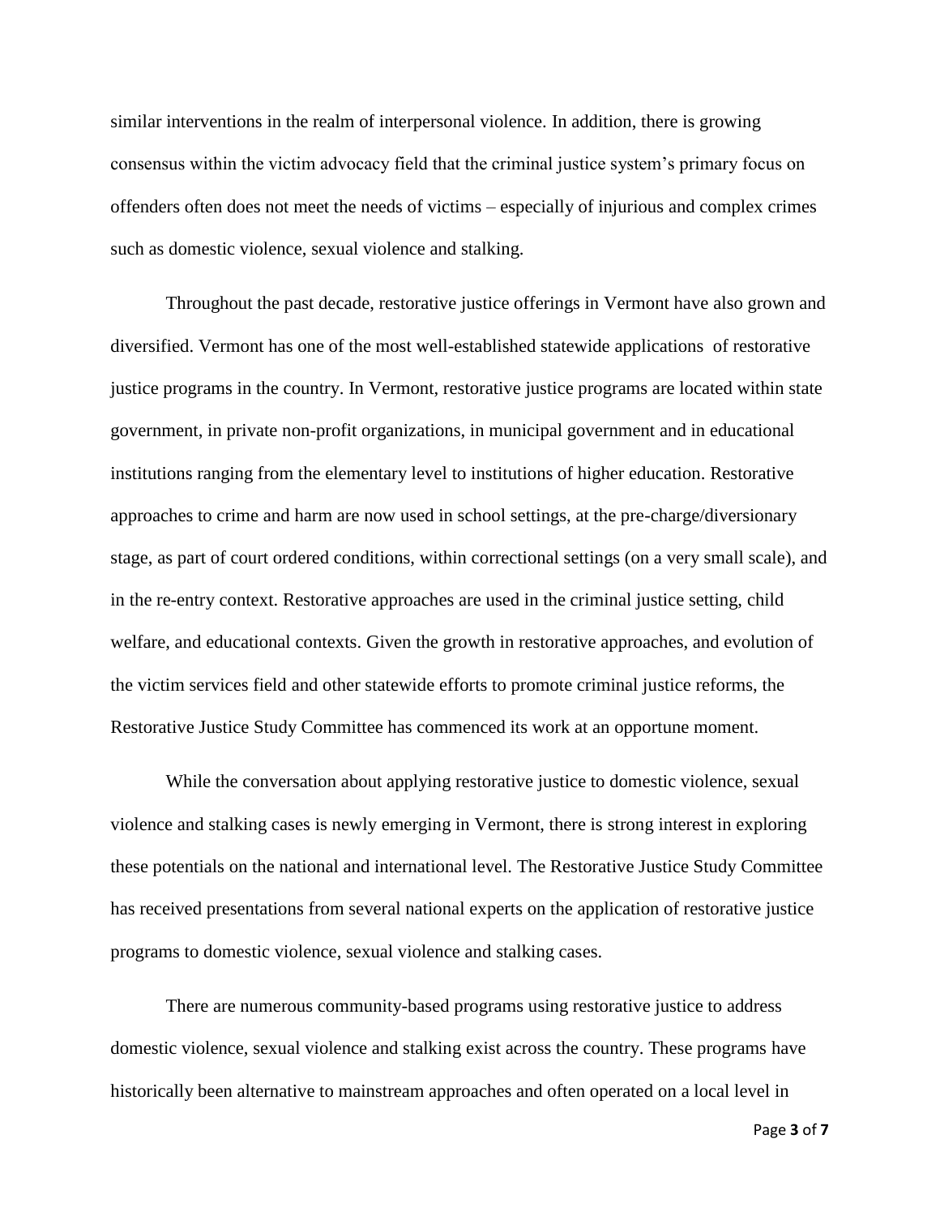similar interventions in the realm of interpersonal violence. In addition, there is growing consensus within the victim advocacy field that the criminal justice system's primary focus on offenders often does not meet the needs of victims – especially of injurious and complex crimes such as domestic violence, sexual violence and stalking.

Throughout the past decade, restorative justice offerings in Vermont have also grown and diversified. Vermont has one of the most well-established statewide applications of restorative justice programs in the country. In Vermont, restorative justice programs are located within state government, in private non-profit organizations, in municipal government and in educational institutions ranging from the elementary level to institutions of higher education. Restorative approaches to crime and harm are now used in school settings, at the pre-charge/diversionary stage, as part of court ordered conditions, within correctional settings (on a very small scale), and in the re-entry context. Restorative approaches are used in the criminal justice setting, child welfare, and educational contexts. Given the growth in restorative approaches, and evolution of the victim services field and other statewide efforts to promote criminal justice reforms, the Restorative Justice Study Committee has commenced its work at an opportune moment.

While the conversation about applying restorative justice to domestic violence, sexual violence and stalking cases is newly emerging in Vermont, there is strong interest in exploring these potentials on the national and international level. The Restorative Justice Study Committee has received presentations from several national experts on the application of restorative justice programs to domestic violence, sexual violence and stalking cases.

There are numerous community-based programs using restorative justice to address domestic violence, sexual violence and stalking exist across the country. These programs have historically been alternative to mainstream approaches and often operated on a local level in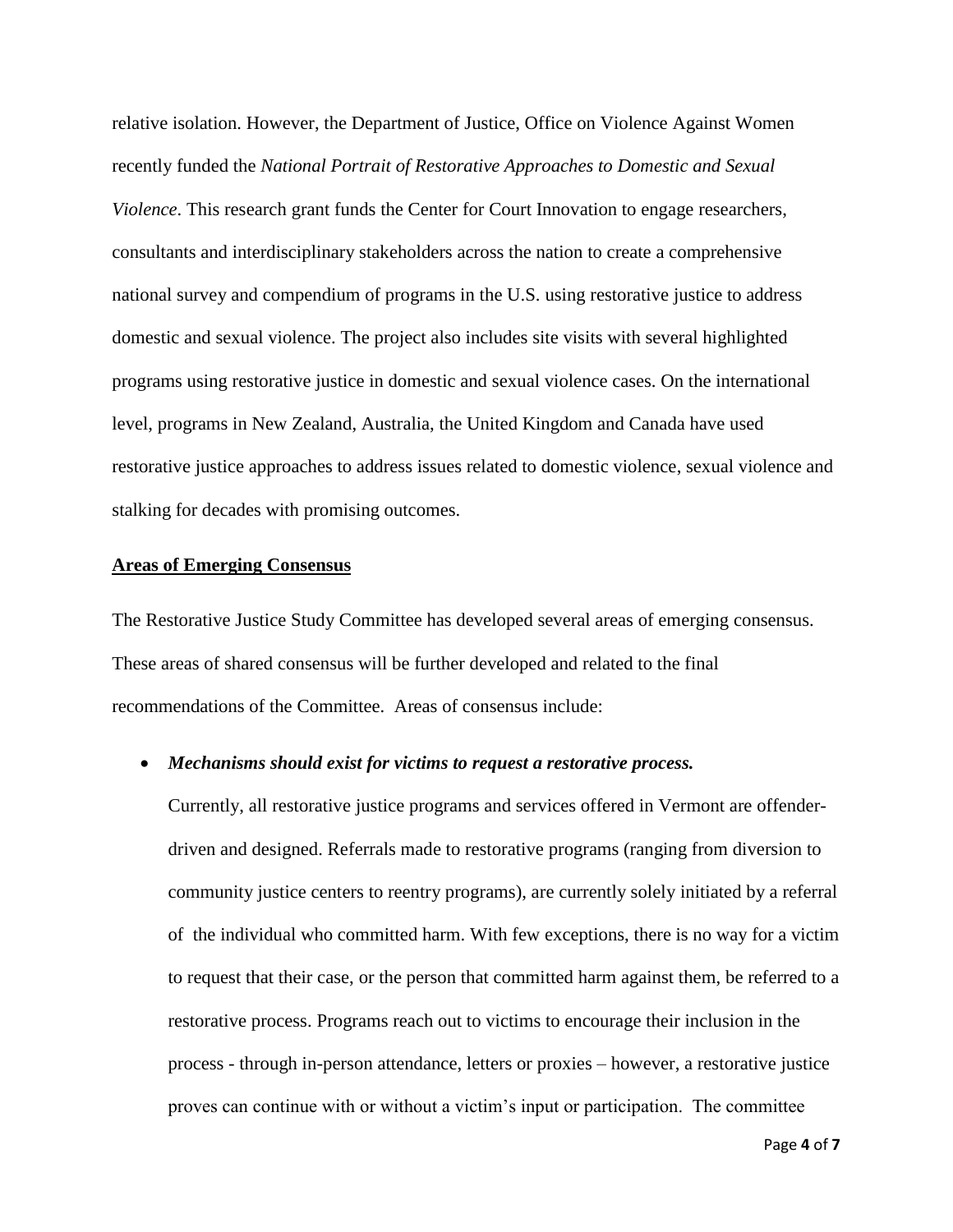relative isolation. However, the Department of Justice, Office on Violence Against Women recently funded the *National Portrait of Restorative Approaches to Domestic and Sexual Violence*. This research grant funds the Center for Court Innovation to engage researchers, consultants and interdisciplinary stakeholders across the nation to create a comprehensive national survey and compendium of programs in the U.S. using restorative justice to address domestic and sexual violence. The project also includes site visits with several highlighted programs using restorative justice in domestic and sexual violence cases. On the international level, programs in New Zealand, Australia, the United Kingdom and Canada have used restorative justice approaches to address issues related to domestic violence, sexual violence and stalking for decades with promising outcomes.

## Areas of Emerging Consensus

The Restorative Justice Study Committee has developed several areas of emerging consensus. These areas of shared consensus will be further developed and related to the final recommendations of the Committee. Areas of consensus include:

- ***Mechanisms should exist for victims to request a restorative process.***

  Currently, all restorative justice programs and services offered in Vermont are offender-driven and designed. Referrals made to restorative programs (ranging from diversion to community justice centers to reentry programs), are currently solely initiated by a referral of the individual who committed harm. With few exceptions, there is no way for a victim to request that their case, or the person that committed harm against them, be referred to a restorative process. Programs reach out to victims to encourage their inclusion in the process - through in-person attendance, letters or proxies – however, a restorative justice proves can continue with or without a victim's input or participation. The committee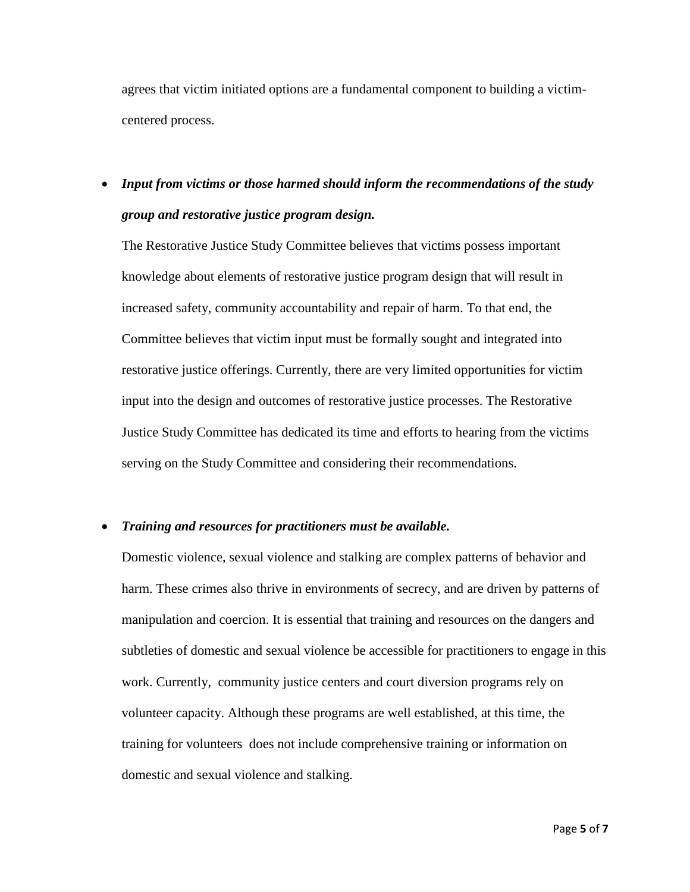agrees that victim initiated options are a fundamental component to building a victim-centered process.

- ***Input from victims or those harmed should inform the recommendations of the study group and restorative justice program design.***

  The Restorative Justice Study Committee believes that victims possess important knowledge about elements of restorative justice program design that will result in increased safety, community accountability and repair of harm. To that end, the Committee believes that victim input must be formally sought and integrated into restorative justice offerings. Currently, there are very limited opportunities for victim input into the design and outcomes of restorative justice processes. The Restorative Justice Study Committee has dedicated its time and efforts to hearing from the victims serving on the Study Committee and considering their recommendations.

- ***Training and resources for practitioners must be available.***

  Domestic violence, sexual violence and stalking are complex patterns of behavior and harm. These crimes also thrive in environments of secrecy, and are driven by patterns of manipulation and coercion. It is essential that training and resources on the dangers and subtleties of domestic and sexual violence be accessible for practitioners to engage in this work. Currently, community justice centers and court diversion programs rely on volunteer capacity. Although these programs are well established, at this time, the training for volunteers does not include comprehensive training or information on domestic and sexual violence and stalking.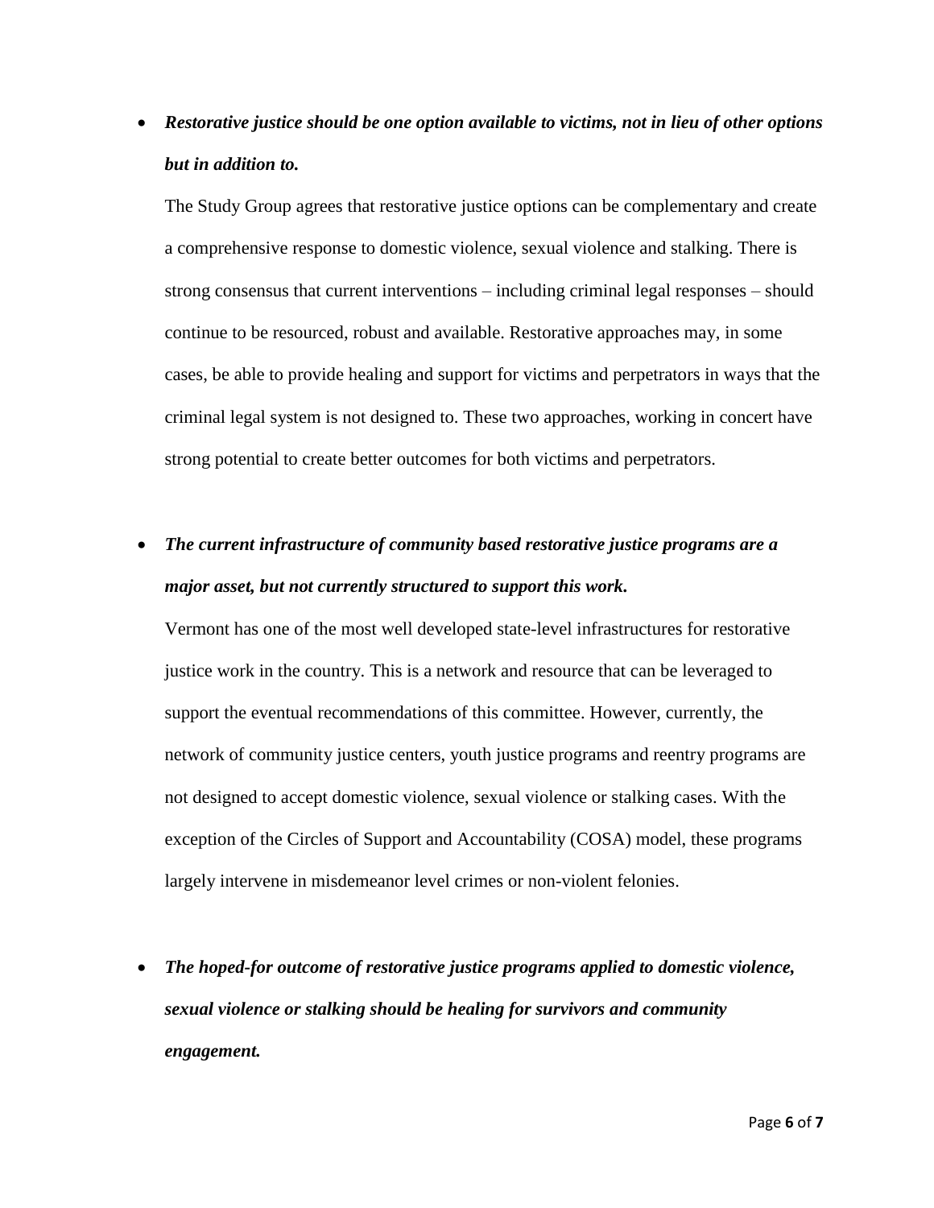- ***Restorative justice should be one option available to victims, not in lieu of other options but in addition to.***

  The Study Group agrees that restorative justice options can be complementary and create a comprehensive response to domestic violence, sexual violence and stalking. There is strong consensus that current interventions – including criminal legal responses – should continue to be resourced, robust and available. Restorative approaches may, in some cases, be able to provide healing and support for victims and perpetrators in ways that the criminal legal system is not designed to. These two approaches, working in concert have strong potential to create better outcomes for both victims and perpetrators.

- ***The current infrastructure of community based restorative justice programs are a major asset, but not currently structured to support this work.***

  Vermont has one of the most well developed state-level infrastructures for restorative justice work in the country. This is a network and resource that can be leveraged to support the eventual recommendations of this committee. However, currently, the network of community justice centers, youth justice programs and reentry programs are not designed to accept domestic violence, sexual violence or stalking cases. With the exception of the Circles of Support and Accountability (COSA) model, these programs largely intervene in misdemeanor level crimes or non-violent felonies.

- ***The hoped-for outcome of restorative justice programs applied to domestic violence, sexual violence or stalking should be healing for survivors and community engagement.***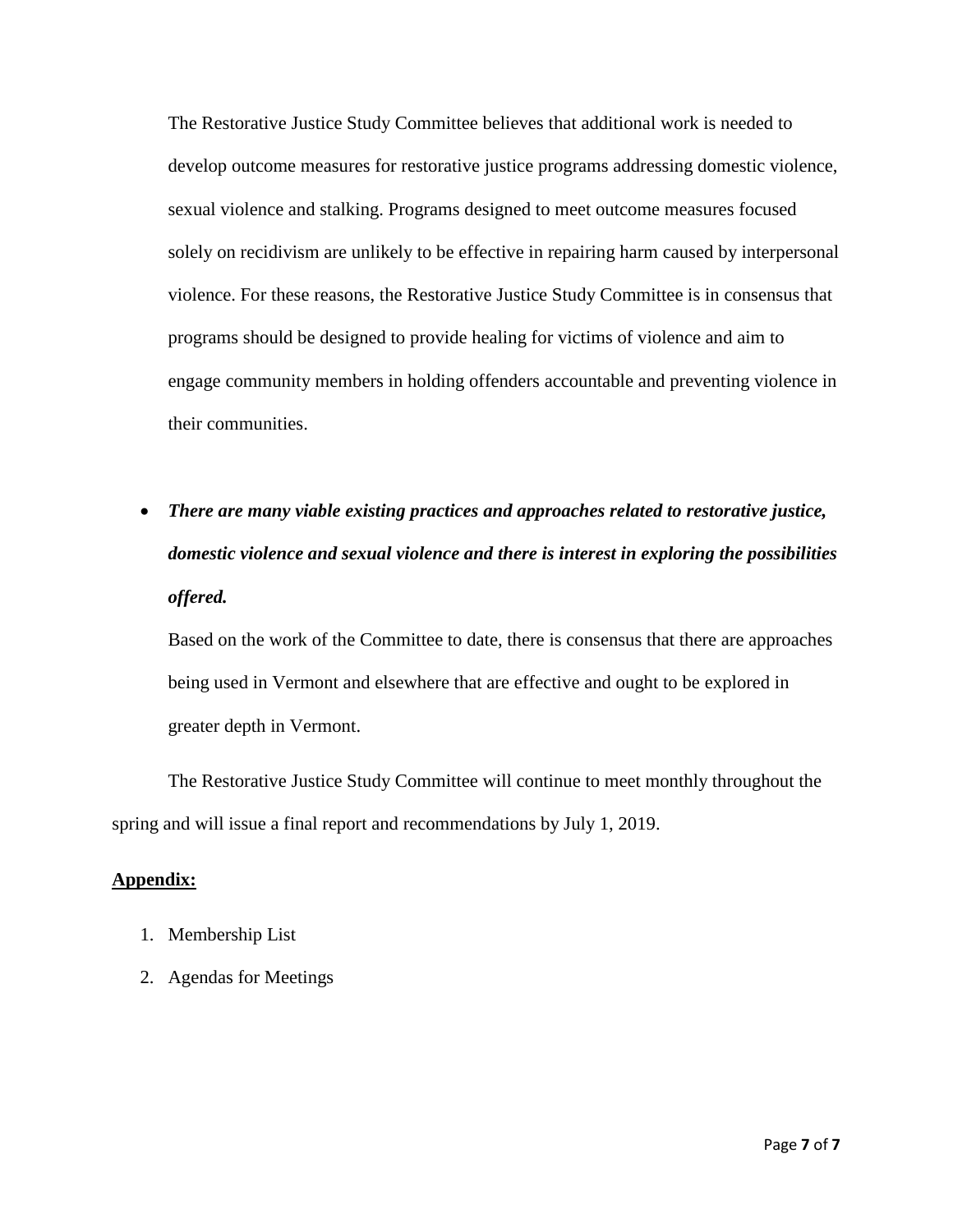The Restorative Justice Study Committee believes that additional work is needed to develop outcome measures for restorative justice programs addressing domestic violence, sexual violence and stalking. Programs designed to meet outcome measures focused solely on recidivism are unlikely to be effective in repairing harm caused by interpersonal violence. For these reasons, the Restorative Justice Study Committee is in consensus that programs should be designed to provide healing for victims of violence and aim to engage community members in holding offenders accountable and preventing violence in their communities.

- ***There are many viable existing practices and approaches related to restorative justice, domestic violence and sexual violence and there is interest in exploring the possibilities offered.***

  Based on the work of the Committee to date, there is consensus that there are approaches being used in Vermont and elsewhere that are effective and ought to be explored in greater depth in Vermont.

The Restorative Justice Study Committee will continue to meet monthly throughout the spring and will issue a final report and recommendations by July 1, 2019.

**Appendix:**

1. Membership List
2. Agendas for Meetings